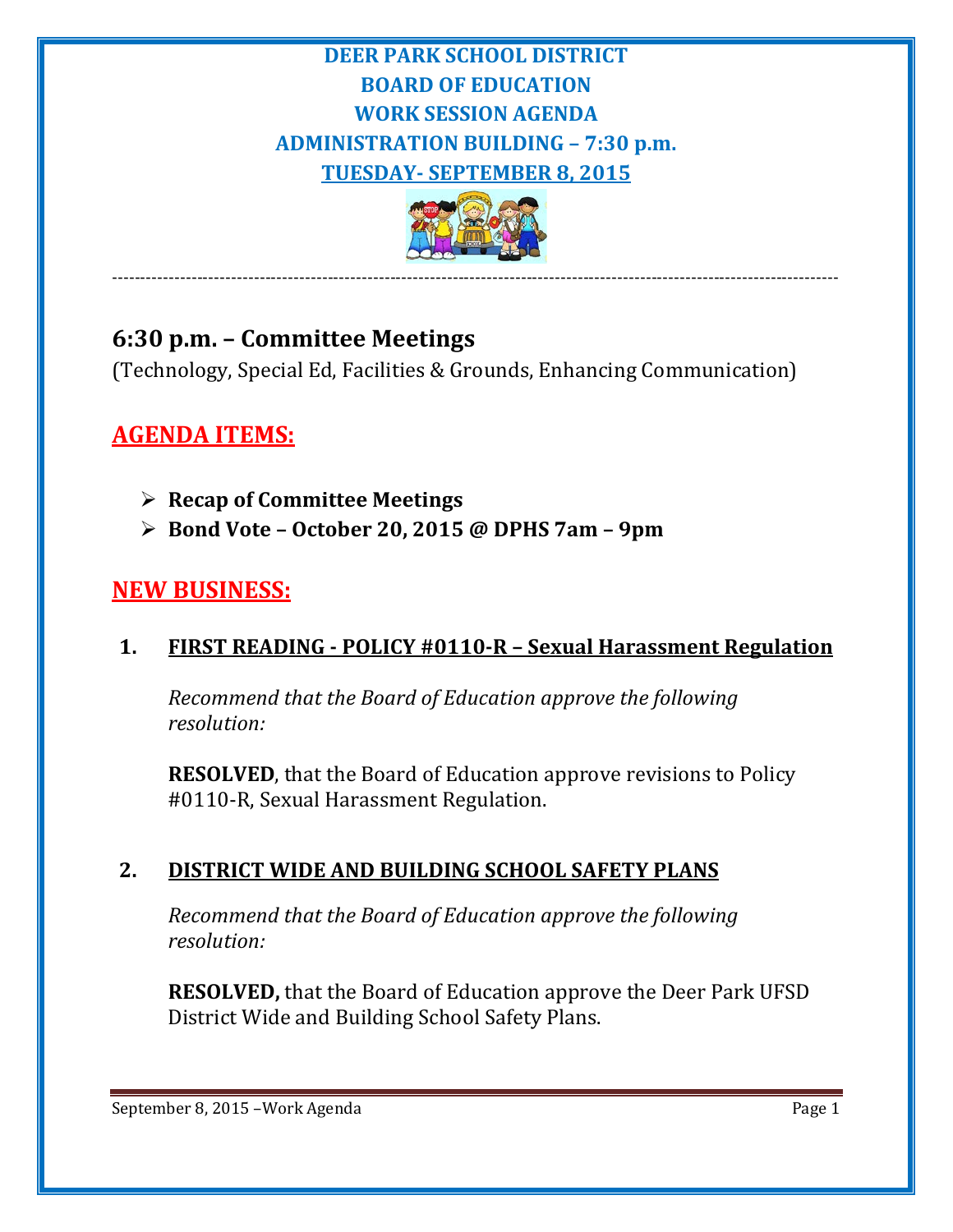# DEER PARK SCHOOL DISTRICT
# BOARD OF EDUCATION
# WORK SESSION AGENDA
# ADMINISTRATION BUILDING – 7:30 p.m.
# TUESDAY- SEPTEMBER 8, 2015

---

## 6:30 p.m. – Committee Meetings

(Technology, Special Ed, Facilities & Grounds, Enhancing Communication)

## AGENDA ITEMS:

- **Recap of Committee Meetings**
- **Bond Vote – October 20, 2015 @ DPHS 7am – 9pm**

## NEW BUSINESS:

### 1. FIRST READING - POLICY #0110-R – Sexual Harassment Regulation

*Recommend that the Board of Education approve the following resolution:*

**RESOLVED**, that the Board of Education approve revisions to Policy #0110-R, Sexual Harassment Regulation.

### 2. DISTRICT WIDE AND BUILDING SCHOOL SAFETY PLANS

*Recommend that the Board of Education approve the following resolution:*

**RESOLVED,** that the Board of Education approve the Deer Park UFSD District Wide and Building School Safety Plans.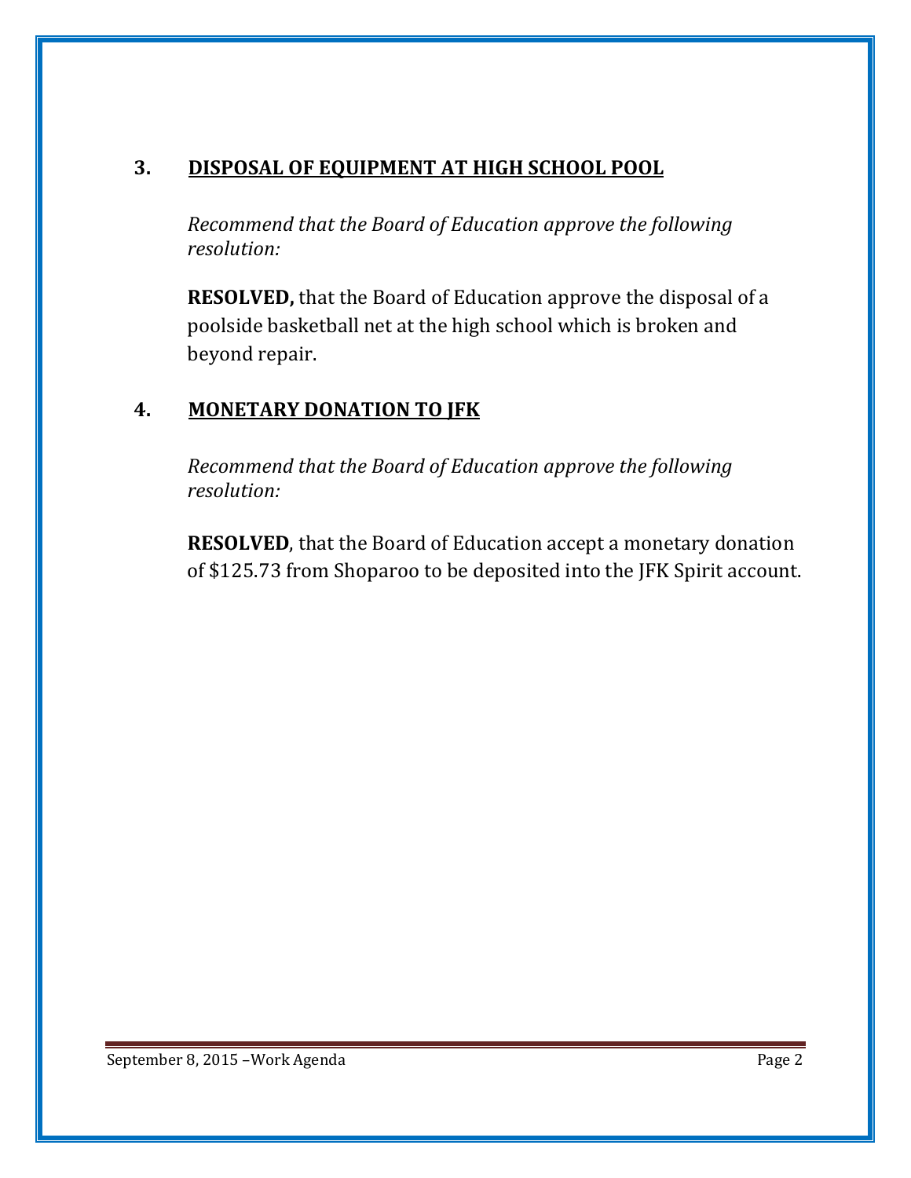## 3. DISPOSAL OF EQUIPMENT AT HIGH SCHOOL POOL

*Recommend that the Board of Education approve the following resolution:*

**RESOLVED,** that the Board of Education approve the disposal of a poolside basketball net at the high school which is broken and beyond repair.

## 4. MONETARY DONATION TO JFK

*Recommend that the Board of Education approve the following resolution:*

**RESOLVED**, that the Board of Education accept a monetary donation of $125.73 from Shoparoo to be deposited into the JFK Spirit account.